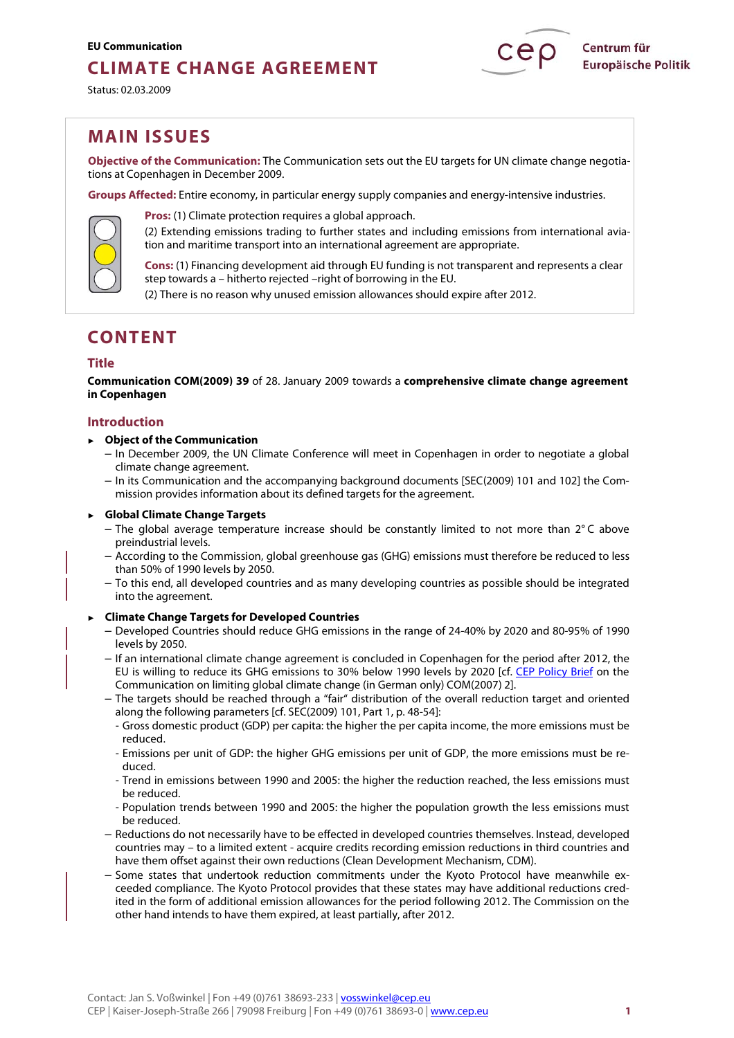EU Communication

# CLIMATE CHANGE AGREEMENT

Status: 02.03.2009

Centrum für Europäische Politik

## MAIN ISSUES

**Objective of the Communication:** The Communication sets out the EU targets for UN climate change negotiations at Copenhagen in December 2009.

**Groups Affected:** Entire economy, in particular energy supply companies and energy-intensive industries.

**Pros:** (1) Climate protection requires a global approach.

(2) Extending emissions trading to further states and including emissions from international aviation and maritime transport into an international agreement are appropriate.

**Cons:** (1) Financing development aid through EU funding is not transparent and represents a clear step towards a – hitherto rejected –right of borrowing in the EU.

(2) There is no reason why unused emission allowances should expire after 2012.

## CONTENT

### Title

**Communication COM(2009) 39** of 28. January 2009 towards a **comprehensive climate change agreement in Copenhagen**

### Introduction

- **Object of the Communication**
  - In December 2009, the UN Climate Conference will meet in Copenhagen in order to negotiate a global climate change agreement.
  - In its Communication and the accompanying background documents [SEC(2009) 101 and 102] the Commission provides information about its defined targets for the agreement.
- **Global Climate Change Targets**
  - The global average temperature increase should be constantly limited to not more than 2° C above preindustrial levels.
  - According to the Commission, global greenhouse gas (GHG) emissions must therefore be reduced to less than 50% of 1990 levels by 2050.
  - To this end, all developed countries and as many developing countries as possible should be integrated into the agreement.
- **Climate Change Targets for Developed Countries**
  - Developed Countries should reduce GHG emissions in the range of 24-40% by 2020 and 80-95% of 1990 levels by 2050.
  - If an international climate change agreement is concluded in Copenhagen for the period after 2012, the EU is willing to reduce its GHG emissions to 30% below 1990 levels by 2020 [cf. CEP Policy Brief on the Communication on limiting global climate change (in German only) COM(2007) 2].
  - The targets should be reached through a "fair" distribution of the overall reduction target and oriented along the following parameters [cf. SEC(2009) 101, Part 1, p. 48-54]:
    - Gross domestic product (GDP) per capita: the higher the per capita income, the more emissions must be reduced.
    - Emissions per unit of GDP: the higher GHG emissions per unit of GDP, the more emissions must be reduced.
    - Trend in emissions between 1990 and 2005: the higher the reduction reached, the less emissions must be reduced.
    - Population trends between 1990 and 2005: the higher the population growth the less emissions must be reduced.
  - Reductions do not necessarily have to be effected in developed countries themselves. Instead, developed countries may – to a limited extent - acquire credits recording emission reductions in third countries and have them offset against their own reductions (Clean Development Mechanism, CDM).
  - Some states that undertook reduction commitments under the Kyoto Protocol have meanwhile exceeded compliance. The Kyoto Protocol provides that these states may have additional reductions credited in the form of additional emission allowances for the period following 2012. The Commission on the other hand intends to have them expired, at least partially, after 2012.

Contact: Jan S. Voßwinkel | Fon +49 (0)761 38693-233 | vosswinkel@cep.eu
CEP | Kaiser-Joseph-Straße 266 | 79098 Freiburg | Fon +49 (0)761 38693-0 | www.cep.eu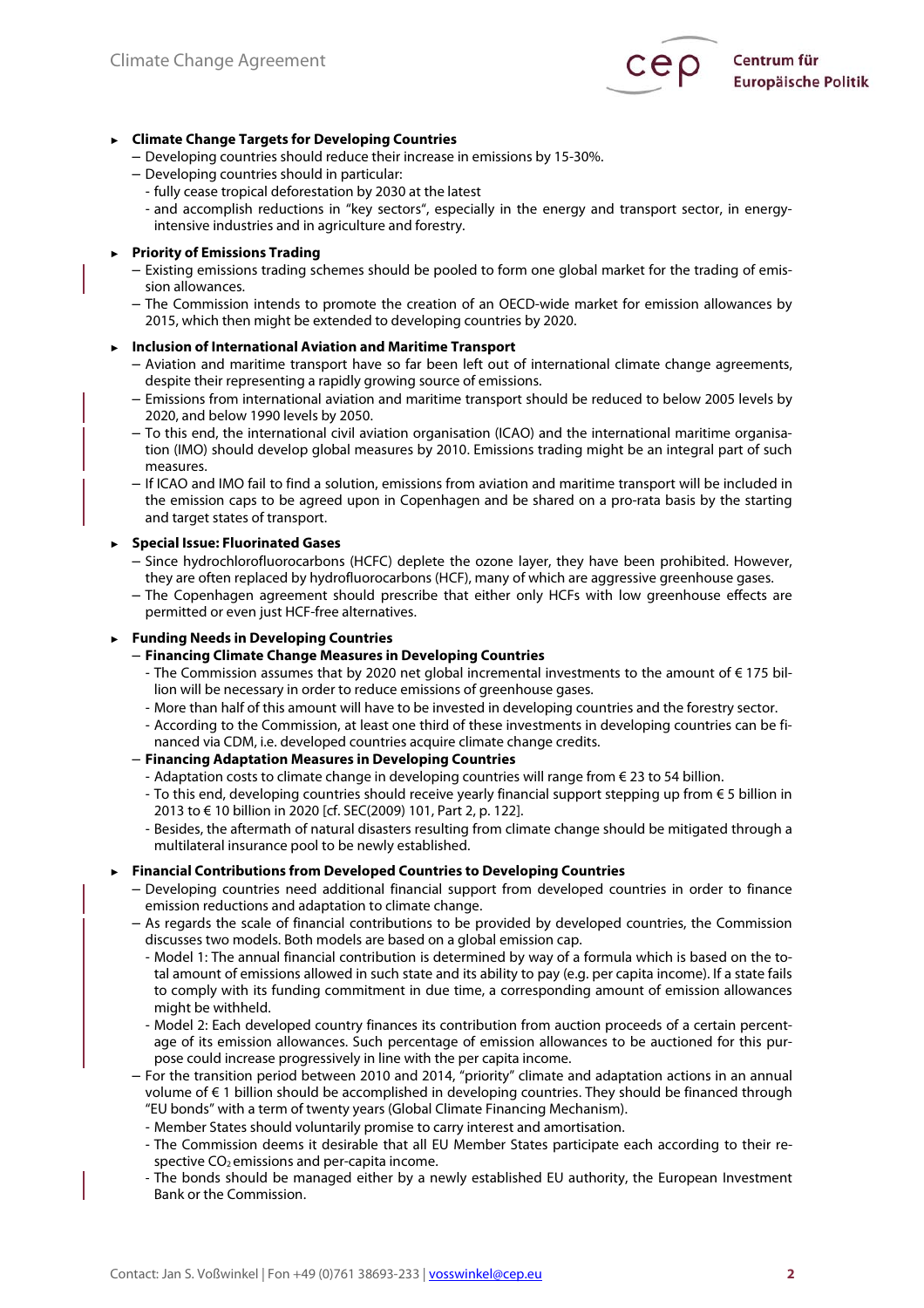- **Climate Change Targets for Developing Countries**
  - Developing countries should reduce their increase in emissions by 15-30%.
  - Developing countries should in particular:
    - fully cease tropical deforestation by 2030 at the latest
    - and accomplish reductions in "key sectors", especially in the energy and transport sector, in energy-intensive industries and in agriculture and forestry.

- **Priority of Emissions Trading**
  - Existing emissions trading schemes should be pooled to form one global market for the trading of emission allowances.
  - The Commission intends to promote the creation of an OECD-wide market for emission allowances by 2015, which then might be extended to developing countries by 2020.

- **Inclusion of International Aviation and Maritime Transport**
  - Aviation and maritime transport have so far been left out of international climate change agreements, despite their representing a rapidly growing source of emissions.
  - Emissions from international aviation and maritime transport should be reduced to below 2005 levels by 2020, and below 1990 levels by 2050.
  - To this end, the international civil aviation organisation (ICAO) and the international maritime organisation (IMO) should develop global measures by 2010. Emissions trading might be an integral part of such measures.
  - If ICAO and IMO fail to find a solution, emissions from aviation and maritime transport will be included in the emission caps to be agreed upon in Copenhagen and be shared on a pro-rata basis by the starting and target states of transport.

- **Special Issue: Fluorinated Gases**
  - Since hydrochlorofluorocarbons (HCFC) deplete the ozone layer, they have been prohibited. However, they are often replaced by hydrofluorocarbons (HCF), many of which are aggressive greenhouse gases.
  - The Copenhagen agreement should prescribe that either only HCFs with low greenhouse effects are permitted or even just HCF-free alternatives.

- **Funding Needs in Developing Countries**
  - **Financing Climate Change Measures in Developing Countries**
    - The Commission assumes that by 2020 net global incremental investments to the amount of € 175 billion will be necessary in order to reduce emissions of greenhouse gases.
    - More than half of this amount will have to be invested in developing countries and the forestry sector.
    - According to the Commission, at least one third of these investments in developing countries can be financed via CDM, i.e. developed countries acquire climate change credits.
  - **Financing Adaptation Measures in Developing Countries**
    - Adaptation costs to climate change in developing countries will range from € 23 to 54 billion.
    - To this end, developing countries should receive yearly financial support stepping up from € 5 billion in 2013 to € 10 billion in 2020 [cf. SEC(2009) 101, Part 2, p. 122].
    - Besides, the aftermath of natural disasters resulting from climate change should be mitigated through a multilateral insurance pool to be newly established.

- **Financial Contributions from Developed Countries to Developing Countries**
  - Developing countries need additional financial support from developed countries in order to finance emission reductions and adaptation to climate change.
  - As regards the scale of financial contributions to be provided by developed countries, the Commission discusses two models. Both models are based on a global emission cap.
    - Model 1: The annual financial contribution is determined by way of a formula which is based on the total amount of emissions allowed in such state and its ability to pay (e.g. per capita income). If a state fails to comply with its funding commitment in due time, a corresponding amount of emission allowances might be withheld.
    - Model 2: Each developed country finances its contribution from auction proceeds of a certain percentage of its emission allowances. Such percentage of emission allowances to be auctioned for this purpose could increase progressively in line with the per capita income.
  - For the transition period between 2010 and 2014, "priority" climate and adaptation actions in an annual volume of € 1 billion should be accomplished in developing countries. They should be financed through "EU bonds" with a term of twenty years (Global Climate Financing Mechanism).
    - Member States should voluntarily promise to carry interest and amortisation.
    - The Commission deems it desirable that all EU Member States participate each according to their respective $CO_2$ emissions and per-capita income.
    - The bonds should be managed either by a newly established EU authority, the European Investment Bank or the Commission.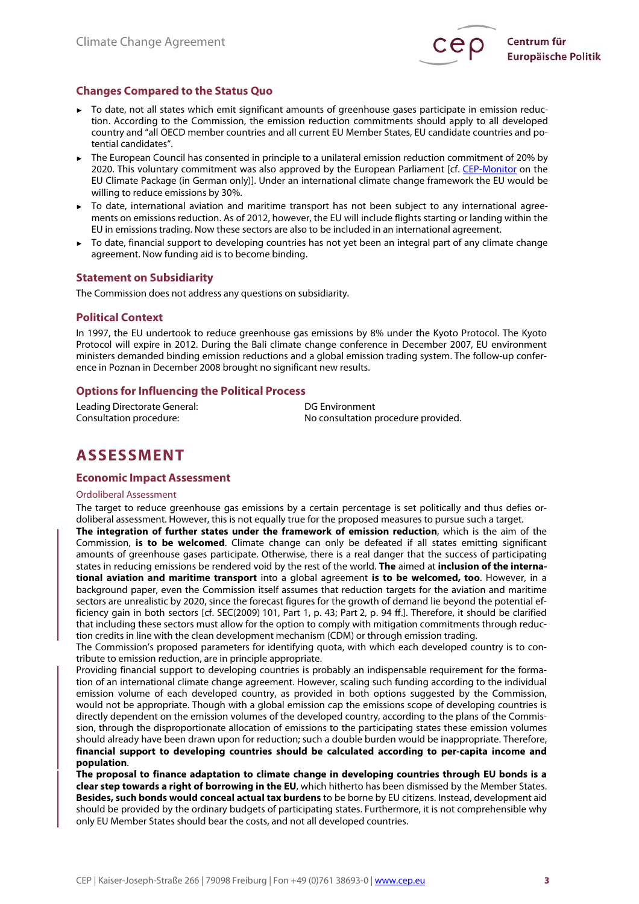## Changes Compared to the Status Quo

- To date, not all states which emit significant amounts of greenhouse gases participate in emission reduction. According to the Commission, the emission reduction commitments should apply to all developed country and "all OECD member countries and all current EU Member States, EU candidate countries and potential candidates".
- The European Council has consented in principle to a unilateral emission reduction commitment of 20% by 2020. This voluntary commitment was also approved by the European Parliament [cf. CEP-Monitor on the EU Climate Package (in German only)]. Under an international climate change framework the EU would be willing to reduce emissions by 30%.
- To date, international aviation and maritime transport has not been subject to any international agreements on emissions reduction. As of 2012, however, the EU will include flights starting or landing within the EU in emissions trading. Now these sectors are also to be included in an international agreement.
- To date, financial support to developing countries has not yet been an integral part of any climate change agreement. Now funding aid is to become binding.

## Statement on Subsidiarity

The Commission does not address any questions on subsidiarity.

## Political Context

In 1997, the EU undertook to reduce greenhouse gas emissions by 8% under the Kyoto Protocol. The Kyoto Protocol will expire in 2012. During the Bali climate change conference in December 2007, EU environment ministers demanded binding emission reductions and a global emission trading system. The follow-up conference in Poznan in December 2008 brought no significant new results.

## Options for Influencing the Political Process

| | |
|---|---|
| Leading Directorate General: | DG Environment |
| Consultation procedure: | No consultation procedure provided. |

# ASSESSMENT

## Economic Impact Assessment

### Ordoliberal Assessment

The target to reduce greenhouse gas emissions by a certain percentage is set politically and thus defies ordoliberal assessment. However, this is not equally true for the proposed measures to pursue such a target.

**The integration of further states under the framework of emission reduction**, which is the aim of the Commission, **is to be welcomed**. Climate change can only be defeated if all states emitting significant amounts of greenhouse gases participate. Otherwise, there is a real danger that the success of participating states in reducing emissions be rendered void by the rest of the world. **The** aimed at **inclusion of the international aviation and maritime transport** into a global agreement **is to be welcomed, too**. However, in a background paper, even the Commission itself assumes that reduction targets for the aviation and maritime sectors are unrealistic by 2020, since the forecast figures for the growth of demand lie beyond the potential efficiency gain in both sectors [cf. SEC(2009) 101, Part 1, p. 43; Part 2, p. 94 ff.]. Therefore, it should be clarified that including these sectors must allow for the option to comply with mitigation commitments through reduction credits in line with the clean development mechanism (CDM) or through emission trading.

The Commission's proposed parameters for identifying quota, with which each developed country is to contribute to emission reduction, are in principle appropriate.

Providing financial support to developing countries is probably an indispensable requirement for the formation of an international climate change agreement. However, scaling such funding according to the individual emission volume of each developed country, as provided in both options suggested by the Commission, would not be appropriate. Though with a global emission cap the emissions scope of developing countries is directly dependent on the emission volumes of the developed country, according to the plans of the Commission, through the disproportionate allocation of emissions to the participating states these emission volumes should already have been drawn upon for reduction; such a double burden would be inappropriate. Therefore, **financial support to developing countries should be calculated according to per-capita income and population**.

**The proposal to finance adaptation to climate change in developing countries through EU bonds is a clear step towards a right of borrowing in the EU**, which hitherto has been dismissed by the Member States. **Besides, such bonds would conceal actual tax burdens** to be borne by EU citizens. Instead, development aid should be provided by the ordinary budgets of participating states. Furthermore, it is not comprehensible why only EU Member States should bear the costs, and not all developed countries.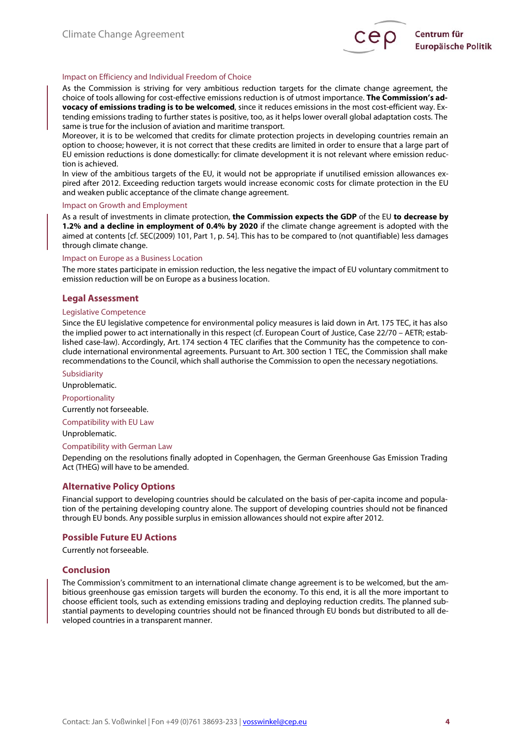### Impact on Efficiency and Individual Freedom of Choice

As the Commission is striving for very ambitious reduction targets for the climate change agreement, the choice of tools allowing for cost-effective emissions reduction is of utmost importance. **The Commission's advocacy of emissions trading is to be welcomed**, since it reduces emissions in the most cost-efficient way. Extending emissions trading to further states is positive, too, as it helps lower overall global adaptation costs. The same is true for the inclusion of aviation and maritime transport.

Moreover, it is to be welcomed that credits for climate protection projects in developing countries remain an option to choose; however, it is not correct that these credits are limited in order to ensure that a large part of EU emission reductions is done domestically: for climate development it is not relevant where emission reduction is achieved.

In view of the ambitious targets of the EU, it would not be appropriate if unutilised emission allowances expired after 2012. Exceeding reduction targets would increase economic costs for climate protection in the EU and weaken public acceptance of the climate change agreement.

### Impact on Growth and Employment

As a result of investments in climate protection, **the Commission expects the GDP** of the EU **to decrease by 1.2% and a decline in employment of 0.4% by 2020** if the climate change agreement is adopted with the aimed at contents [cf. SEC(2009) 101, Part 1, p. 54]. This has to be compared to (not quantifiable) less damages through climate change.

### Impact on Europe as a Business Location

The more states participate in emission reduction, the less negative the impact of EU voluntary commitment to emission reduction will be on Europe as a business location.

## Legal Assessment

### Legislative Competence

Since the EU legislative competence for environmental policy measures is laid down in Art. 175 TEC, it has also the implied power to act internationally in this respect (cf. European Court of Justice, Case 22/70 – AETR; established case-law). Accordingly, Art. 174 section 4 TEC clarifies that the Community has the competence to conclude international environmental agreements. Pursuant to Art. 300 section 1 TEC, the Commission shall make recommendations to the Council, which shall authorise the Commission to open the necessary negotiations.

### Subsidiarity

Unproblematic.

### Proportionality

Currently not forseeable.

### Compatibility with EU Law

Unproblematic.

### Compatibility with German Law

Depending on the resolutions finally adopted in Copenhagen, the German Greenhouse Gas Emission Trading Act (THEG) will have to be amended.

## Alternative Policy Options

Financial support to developing countries should be calculated on the basis of per-capita income and population of the pertaining developing country alone. The support of developing countries should not be financed through EU bonds. Any possible surplus in emission allowances should not expire after 2012.

## Possible Future EU Actions

Currently not forseeable.

## Conclusion

The Commission's commitment to an international climate change agreement is to be welcomed, but the ambitious greenhouse gas emission targets will burden the economy. To this end, it is all the more important to choose efficient tools, such as extending emissions trading and deploying reduction credits. The planned substantial payments to developing countries should not be financed through EU bonds but distributed to all developed countries in a transparent manner.

Contact: Jan S. Voßwinkel | Fon +49 (0)761 38693-233 | vosswinkel@cep.eu